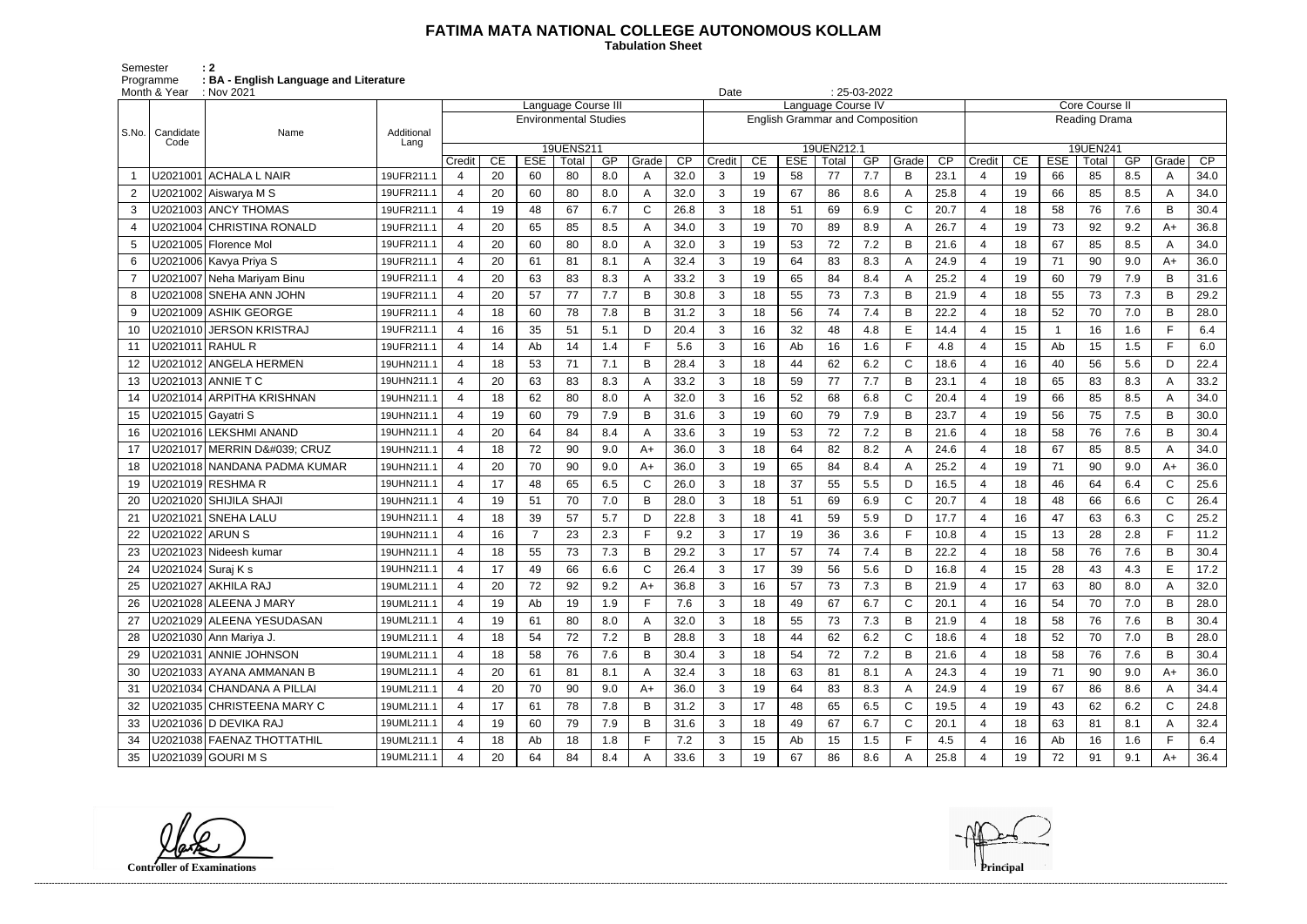# FATIMA MATA NATIONAL COLLEGE AUTONOMOUS KOLLAM

**Tabulation Sheet**

Semester : 2
Programme : BA - English Language and Literature
Month & Year : Nov 2021 Date : 25-03-2022

| S.No. | Candidate Code | Name | Additional Lang | Language Course III Environmental Studies 19UENS211 | | | | | | | Language Course IV English Grammar and Composition 19UEN212.1 | | | | | | | Core Course II Reading Drama 19UEN241 | | | | | | |
|---|---|---|---|---|---|---|---|---|---|---|---|---|---|---|---|---|---|---|---|---|---|---|---|---|
| | | | | Credit | CE | ESE | Total | GP | Grade | CP | Credit | CE | ESE | Total | GP | Grade | CP | Credit | CE | ESE | Total | GP | Grade | CP |
| 1 | U2021001 | ACHALA L NAIR | 19UFR211.1 | 4 | 20 | 60 | 80 | 8.0 | A | 32.0 | 3 | 19 | 58 | 77 | 7.7 | B | 23.1 | 4 | 19 | 66 | 85 | 8.5 | A | 34.0 |
| 2 | U2021002 | Aiswarya M S | 19UFR211.1 | 4 | 20 | 60 | 80 | 8.0 | A | 32.0 | 3 | 19 | 67 | 86 | 8.6 | A | 25.8 | 4 | 19 | 66 | 85 | 8.5 | A | 34.0 |
| 3 | U2021003 | ANCY THOMAS | 19UFR211.1 | 4 | 19 | 48 | 67 | 6.7 | C | 26.8 | 3 | 18 | 51 | 69 | 6.9 | C | 20.7 | 4 | 18 | 58 | 76 | 7.6 | B | 30.4 |
| 4 | U2021004 | CHRISTINA RONALD | 19UFR211.1 | 4 | 20 | 65 | 85 | 8.5 | A | 34.0 | 3 | 19 | 70 | 89 | 8.9 | A | 26.7 | 4 | 19 | 73 | 92 | 9.2 | A+ | 36.8 |
| 5 | U2021005 | Florence Mol | 19UFR211.1 | 4 | 20 | 60 | 80 | 8.0 | A | 32.0 | 3 | 19 | 53 | 72 | 7.2 | B | 21.6 | 4 | 18 | 67 | 85 | 8.5 | A | 34.0 |
| 6 | U2021006 | Kavya Priya S | 19UFR211.1 | 4 | 20 | 61 | 81 | 8.1 | A | 32.4 | 3 | 19 | 64 | 83 | 8.3 | A | 24.9 | 4 | 19 | 71 | 90 | 9.0 | A+ | 36.0 |
| 7 | U2021007 | Neha Mariyam Binu | 19UFR211.1 | 4 | 20 | 63 | 83 | 8.3 | A | 33.2 | 3 | 19 | 65 | 84 | 8.4 | A | 25.2 | 4 | 19 | 60 | 79 | 7.9 | B | 31.6 |
| 8 | U2021008 | SNEHA ANN JOHN | 19UFR211.1 | 4 | 20 | 57 | 77 | 7.7 | B | 30.8 | 3 | 18 | 55 | 73 | 7.3 | B | 21.9 | 4 | 18 | 55 | 73 | 7.3 | B | 29.2 |
| 9 | U2021009 | ASHIK GEORGE | 19UFR211.1 | 4 | 18 | 60 | 78 | 7.8 | B | 31.2 | 3 | 18 | 56 | 74 | 7.4 | B | 22.2 | 4 | 18 | 52 | 70 | 7.0 | B | 28.0 |
| 10 | U2021010 | JERSON KRISTRAJ | 19UFR211.1 | 4 | 16 | 35 | 51 | 5.1 | D | 20.4 | 3 | 16 | 32 | 48 | 4.8 | E | 14.4 | 4 | 15 | 1 | 16 | 1.6 | F | 6.4 |
| 11 | U2021011 | RAHUL R | 19UFR211.1 | 4 | 14 | Ab | 14 | 1.4 | F | 5.6 | 3 | 16 | Ab | 16 | 1.6 | F | 4.8 | 4 | 15 | Ab | 15 | 1.5 | F | 6.0 |
| 12 | U2021012 | ANGELA HERMEN | 19UHN211.1 | 4 | 18 | 53 | 71 | 7.1 | B | 28.4 | 3 | 18 | 44 | 62 | 6.2 | C | 18.6 | 4 | 16 | 40 | 56 | 5.6 | D | 22.4 |
| 13 | U2021013 | ANNIE T C | 19UHN211.1 | 4 | 20 | 63 | 83 | 8.3 | A | 33.2 | 3 | 18 | 59 | 77 | 7.7 | B | 23.1 | 4 | 18 | 65 | 83 | 8.3 | A | 33.2 |
| 14 | U2021014 | ARPITHA KRISHNAN | 19UHN211.1 | 4 | 18 | 62 | 80 | 8.0 | A | 32.0 | 3 | 16 | 52 | 68 | 6.8 | C | 20.4 | 4 | 19 | 66 | 85 | 8.5 | A | 34.0 |
| 15 | U2021015 | Gayatri S | 19UHN211.1 | 4 | 19 | 60 | 79 | 7.9 | B | 31.6 | 3 | 19 | 60 | 79 | 7.9 | B | 23.7 | 4 | 19 | 56 | 75 | 7.5 | B | 30.0 |
| 16 | U2021016 | LEKSHMI ANAND | 19UHN211.1 | 4 | 20 | 64 | 84 | 8.4 | A | 33.6 | 3 | 19 | 53 | 72 | 7.2 | B | 21.6 | 4 | 18 | 58 | 76 | 7.6 | B | 30.4 |
| 17 | U2021017 | MERRIN D&#039; CRUZ | 19UHN211.1 | 4 | 18 | 72 | 90 | 9.0 | A+ | 36.0 | 3 | 18 | 64 | 82 | 8.2 | A | 24.6 | 4 | 18 | 67 | 85 | 8.5 | A | 34.0 |
| 18 | U2021018 | NANDANA PADMA KUMAR | 19UHN211.1 | 4 | 20 | 70 | 90 | 9.0 | A+ | 36.0 | 3 | 19 | 65 | 84 | 8.4 | A | 25.2 | 4 | 19 | 71 | 90 | 9.0 | A+ | 36.0 |
| 19 | U2021019 | RESHMA R | 19UHN211.1 | 4 | 17 | 48 | 65 | 6.5 | C | 26.0 | 3 | 18 | 37 | 55 | 5.5 | D | 16.5 | 4 | 18 | 46 | 64 | 6.4 | C | 25.6 |
| 20 | U2021020 | SHIJILA SHAJI | 19UHN211.1 | 4 | 19 | 51 | 70 | 7.0 | B | 28.0 | 3 | 18 | 51 | 69 | 6.9 | C | 20.7 | 4 | 18 | 48 | 66 | 6.6 | C | 26.4 |
| 21 | U2021021 | SNEHA LALU | 19UHN211.1 | 4 | 18 | 39 | 57 | 5.7 | D | 22.8 | 3 | 18 | 41 | 59 | 5.9 | D | 17.7 | 4 | 16 | 47 | 63 | 6.3 | C | 25.2 |
| 22 | U2021022 | ARUN S | 19UHN211.1 | 4 | 16 | 7 | 23 | 2.3 | F | 9.2 | 3 | 17 | 19 | 36 | 3.6 | F | 10.8 | 4 | 15 | 13 | 28 | 2.8 | F | 11.2 |
| 23 | U2021023 | Nideesh kumar | 19UHN211.1 | 4 | 18 | 55 | 73 | 7.3 | B | 29.2 | 3 | 17 | 57 | 74 | 7.4 | B | 22.2 | 4 | 18 | 58 | 76 | 7.6 | B | 30.4 |
| 24 | U2021024 | Suraj K s | 19UHN211.1 | 4 | 17 | 49 | 66 | 6.6 | C | 26.4 | 3 | 17 | 39 | 56 | 5.6 | D | 16.8 | 4 | 15 | 28 | 43 | 4.3 | E | 17.2 |
| 25 | U2021027 | AKHILA RAJ | 19UML211.1 | 4 | 20 | 72 | 92 | 9.2 | A+ | 36.8 | 3 | 16 | 57 | 73 | 7.3 | B | 21.9 | 4 | 17 | 63 | 80 | 8.0 | A | 32.0 |
| 26 | U2021028 | ALEENA J MARY | 19UML211.1 | 4 | 19 | Ab | 19 | 1.9 | F | 7.6 | 3 | 18 | 49 | 67 | 6.7 | C | 20.1 | 4 | 16 | 54 | 70 | 7.0 | B | 28.0 |
| 27 | U2021029 | ALEENA YESUDASAN | 19UML211.1 | 4 | 19 | 61 | 80 | 8.0 | A | 32.0 | 3 | 18 | 55 | 73 | 7.3 | B | 21.9 | 4 | 18 | 58 | 76 | 7.6 | B | 30.4 |
| 28 | U2021030 | Ann Mariya J. | 19UML211.1 | 4 | 18 | 54 | 72 | 7.2 | B | 28.8 | 3 | 18 | 44 | 62 | 6.2 | C | 18.6 | 4 | 18 | 52 | 70 | 7.0 | B | 28.0 |
| 29 | U2021031 | ANNIE JOHNSON | 19UML211.1 | 4 | 18 | 58 | 76 | 7.6 | B | 30.4 | 3 | 18 | 54 | 72 | 7.2 | B | 21.6 | 4 | 18 | 58 | 76 | 7.6 | B | 30.4 |
| 30 | U2021033 | AYANA AMMANAN B | 19UML211.1 | 4 | 20 | 61 | 81 | 8.1 | A | 32.4 | 3 | 18 | 63 | 81 | 8.1 | A | 24.3 | 4 | 19 | 71 | 90 | 9.0 | A+ | 36.0 |
| 31 | U2021034 | CHANDANA A PILLAI | 19UML211.1 | 4 | 20 | 70 | 90 | 9.0 | A+ | 36.0 | 3 | 19 | 64 | 83 | 8.3 | A | 24.9 | 4 | 19 | 67 | 86 | 8.6 | A | 34.4 |
| 32 | U2021035 | CHRISTEENA MARY C | 19UML211.1 | 4 | 17 | 61 | 78 | 7.8 | B | 31.2 | 3 | 17 | 48 | 65 | 6.5 | C | 19.5 | 4 | 19 | 43 | 62 | 6.2 | C | 24.8 |
| 33 | U2021036 | D DEVIKA RAJ | 19UML211.1 | 4 | 19 | 60 | 79 | 7.9 | B | 31.6 | 3 | 18 | 49 | 67 | 6.7 | C | 20.1 | 4 | 18 | 63 | 81 | 8.1 | A | 32.4 |
| 34 | U2021038 | FAENAZ THOTTATHIL | 19UML211.1 | 4 | 18 | Ab | 18 | 1.8 | F | 7.2 | 3 | 15 | Ab | 15 | 1.5 | F | 4.5 | 4 | 16 | Ab | 16 | 1.6 | F | 6.4 |
| 35 | U2021039 | GOURI M S | 19UML211.1 | 4 | 20 | 64 | 84 | 8.4 | A | 33.6 | 3 | 19 | 67 | 86 | 8.6 | A | 25.8 | 4 | 19 | 72 | 91 | 9.1 | A+ | 36.4 |

Controller of Examinations

Principal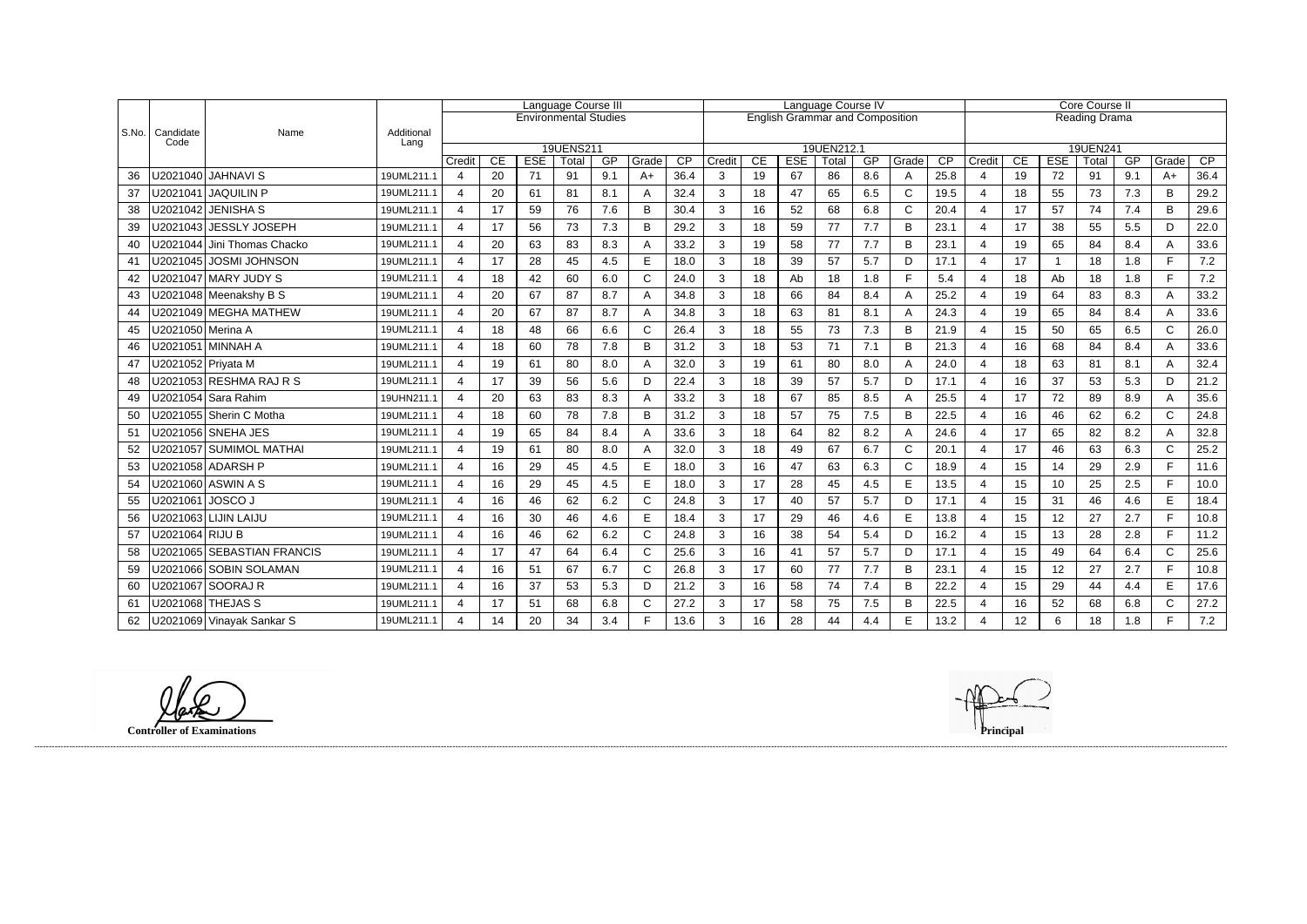| S.No. | Candidate Code | Name | Additional Lang | Language Course III | | | | | | | Language Course IV | | | | | | | Core Course II | | | | | | |
|---|---|---|---|---|---|---|---|---|---|---|---|---|---|---|---|---|---|---|---|---|---|---|---|---|
| | | | | Environmental Studies | | | | | | | English Grammar and Composition | | | | | | | Reading Drama | | | | | | |
| | | | | 19UENS211 | | | | | | | 19UEN212.1 | | | | | | | 19UEN241 | | | | | | |
| | | | | Credit | CE | ESE | Total | GP | Grade | CP | Credit | CE | ESE | Total | GP | Grade | CP | Credit | CE | ESE | Total | GP | Grade | CP |
| 36 | U2021040 | JAHNAVI S | 19UML211.1 | 4 | 20 | 71 | 91 | 9.1 | A+ | 36.4 | 3 | 19 | 67 | 86 | 8.6 | A | 25.8 | 4 | 19 | 72 | 91 | 9.1 | A+ | 36.4 |
| 37 | U2021041 | JAQUILIN P | 19UML211.1 | 4 | 20 | 61 | 81 | 8.1 | A | 32.4 | 3 | 18 | 47 | 65 | 6.5 | C | 19.5 | 4 | 18 | 55 | 73 | 7.3 | B | 29.2 |
| 38 | U2021042 | JENISHA S | 19UML211.1 | 4 | 17 | 59 | 76 | 7.6 | B | 30.4 | 3 | 16 | 52 | 68 | 6.8 | C | 20.4 | 4 | 17 | 57 | 74 | 7.4 | B | 29.6 |
| 39 | U2021043 | JESSLY JOSEPH | 19UML211.1 | 4 | 17 | 56 | 73 | 7.3 | B | 29.2 | 3 | 18 | 59 | 77 | 7.7 | B | 23.1 | 4 | 17 | 38 | 55 | 5.5 | D | 22.0 |
| 40 | U2021044 | Jini Thomas Chacko | 19UML211.1 | 4 | 20 | 63 | 83 | 8.3 | A | 33.2 | 3 | 19 | 58 | 77 | 7.7 | B | 23.1 | 4 | 19 | 65 | 84 | 8.4 | A | 33.6 |
| 41 | U2021045 | JOSMI JOHNSON | 19UML211.1 | 4 | 17 | 28 | 45 | 4.5 | E | 18.0 | 3 | 18 | 39 | 57 | 5.7 | D | 17.1 | 4 | 17 | 1 | 18 | 1.8 | F | 7.2 |
| 42 | U2021047 | MARY JUDY S | 19UML211.1 | 4 | 18 | 42 | 60 | 6.0 | C | 24.0 | 3 | 18 | Ab | 18 | 1.8 | F | 5.4 | 4 | 18 | Ab | 18 | 1.8 | F | 7.2 |
| 43 | U2021048 | Meenakshy B S | 19UML211.1 | 4 | 20 | 67 | 87 | 8.7 | A | 34.8 | 3 | 18 | 66 | 84 | 8.4 | A | 25.2 | 4 | 19 | 64 | 83 | 8.3 | A | 33.2 |
| 44 | U2021049 | MEGHA MATHEW | 19UML211.1 | 4 | 20 | 67 | 87 | 8.7 | A | 34.8 | 3 | 18 | 63 | 81 | 8.1 | A | 24.3 | 4 | 19 | 65 | 84 | 8.4 | A | 33.6 |
| 45 | U2021050 | Merina A | 19UML211.1 | 4 | 18 | 48 | 66 | 6.6 | C | 26.4 | 3 | 18 | 55 | 73 | 7.3 | B | 21.9 | 4 | 15 | 50 | 65 | 6.5 | C | 26.0 |
| 46 | U2021051 | MINNAH A | 19UML211.1 | 4 | 18 | 60 | 78 | 7.8 | B | 31.2 | 3 | 18 | 53 | 71 | 7.1 | B | 21.3 | 4 | 16 | 68 | 84 | 8.4 | A | 33.6 |
| 47 | U2021052 | Priyata M | 19UML211.1 | 4 | 19 | 61 | 80 | 8.0 | A | 32.0 | 3 | 19 | 61 | 80 | 8.0 | A | 24.0 | 4 | 18 | 63 | 81 | 8.1 | A | 32.4 |
| 48 | U2021053 | RESHMA RAJ R S | 19UML211.1 | 4 | 17 | 39 | 56 | 5.6 | D | 22.4 | 3 | 18 | 39 | 57 | 5.7 | D | 17.1 | 4 | 16 | 37 | 53 | 5.3 | D | 21.2 |
| 49 | U2021054 | Sara Rahim | 19UHN211.1 | 4 | 20 | 63 | 83 | 8.3 | A | 33.2 | 3 | 18 | 67 | 85 | 8.5 | A | 25.5 | 4 | 17 | 72 | 89 | 8.9 | A | 35.6 |
| 50 | U2021055 | Sherin C Motha | 19UML211.1 | 4 | 18 | 60 | 78 | 7.8 | B | 31.2 | 3 | 18 | 57 | 75 | 7.5 | B | 22.5 | 4 | 16 | 46 | 62 | 6.2 | C | 24.8 |
| 51 | U2021056 | SNEHA JES | 19UML211.1 | 4 | 19 | 65 | 84 | 8.4 | A | 33.6 | 3 | 18 | 64 | 82 | 8.2 | A | 24.6 | 4 | 17 | 65 | 82 | 8.2 | A | 32.8 |
| 52 | U2021057 | SUMIMOL MATHAI | 19UML211.1 | 4 | 19 | 61 | 80 | 8.0 | A | 32.0 | 3 | 18 | 49 | 67 | 6.7 | C | 20.1 | 4 | 17 | 46 | 63 | 6.3 | C | 25.2 |
| 53 | U2021058 | ADARSH P | 19UML211.1 | 4 | 16 | 29 | 45 | 4.5 | E | 18.0 | 3 | 16 | 47 | 63 | 6.3 | C | 18.9 | 4 | 15 | 14 | 29 | 2.9 | F | 11.6 |
| 54 | U2021060 | ASWIN A S | 19UML211.1 | 4 | 16 | 29 | 45 | 4.5 | E | 18.0 | 3 | 17 | 28 | 45 | 4.5 | E | 13.5 | 4 | 15 | 10 | 25 | 2.5 | F | 10.0 |
| 55 | U2021061 | JOSCO J | 19UML211.1 | 4 | 16 | 46 | 62 | 6.2 | C | 24.8 | 3 | 17 | 40 | 57 | 5.7 | D | 17.1 | 4 | 15 | 31 | 46 | 4.6 | E | 18.4 |
| 56 | U2021063 | LIJIN LAIJU | 19UML211.1 | 4 | 16 | 30 | 46 | 4.6 | E | 18.4 | 3 | 17 | 29 | 46 | 4.6 | E | 13.8 | 4 | 15 | 12 | 27 | 2.7 | F | 10.8 |
| 57 | U2021064 | RIJU B | 19UML211.1 | 4 | 16 | 46 | 62 | 6.2 | C | 24.8 | 3 | 16 | 38 | 54 | 5.4 | D | 16.2 | 4 | 15 | 13 | 28 | 2.8 | F | 11.2 |
| 58 | U2021065 | SEBASTIAN FRANCIS | 19UML211.1 | 4 | 17 | 47 | 64 | 6.4 | C | 25.6 | 3 | 16 | 41 | 57 | 5.7 | D | 17.1 | 4 | 15 | 49 | 64 | 6.4 | C | 25.6 |
| 59 | U2021066 | SOBIN SOLAMAN | 19UML211.1 | 4 | 16 | 51 | 67 | 6.7 | C | 26.8 | 3 | 17 | 60 | 77 | 7.7 | B | 23.1 | 4 | 15 | 12 | 27 | 2.7 | F | 10.8 |
| 60 | U2021067 | SOORAJ R | 19UML211.1 | 4 | 16 | 37 | 53 | 5.3 | D | 21.2 | 3 | 16 | 58 | 74 | 7.4 | B | 22.2 | 4 | 15 | 29 | 44 | 4.4 | E | 17.6 |
| 61 | U2021068 | THEJAS S | 19UML211.1 | 4 | 17 | 51 | 68 | 6.8 | C | 27.2 | 3 | 17 | 58 | 75 | 7.5 | B | 22.5 | 4 | 16 | 52 | 68 | 6.8 | C | 27.2 |
| 62 | U2021069 | Vinayak Sankar S | 19UML211.1 | 4 | 14 | 20 | 34 | 3.4 | F | 13.6 | 3 | 16 | 28 | 44 | 4.4 | E | 13.2 | 4 | 12 | 6 | 18 | 1.8 | F | 7.2 |

**Controller of Examinations**

**Principal**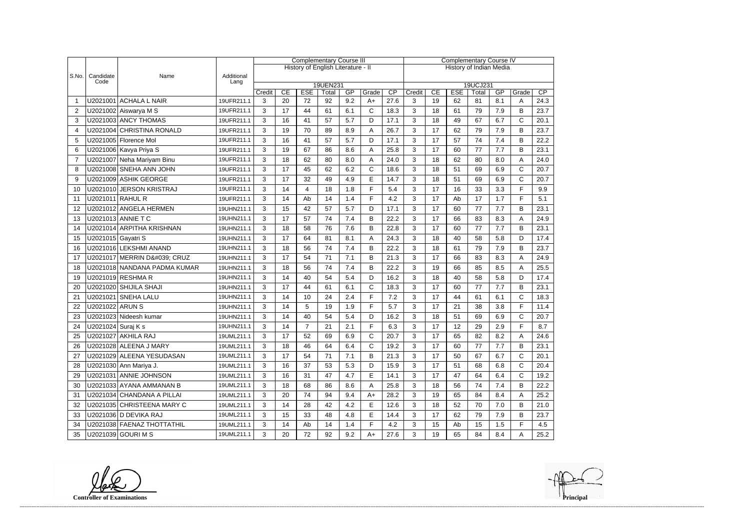| S.No. | Candidate Code | Name | Additional Lang | Complementary Course III | | | | | | | Complementary Course IV | | | | | | |
|---|---|---|---|---|---|---|---|---|---|---|---|---|---|---|---|---|---|
| | | | | History of English Literature - II | | | | | | | History of Indian Media | | | | | | |
| | | | | 19UEN231 | | | | | | | 19UCJ231 | | | | | | |
| | | | | Credit | CE | ESE | Total | GP | Grade | CP | Credit | CE | ESE | Total | GP | Grade | CP |
| 1 | U2021001 | ACHALA L NAIR | 19UFR211.1 | 3 | 20 | 72 | 92 | 9.2 | A+ | 27.6 | 3 | 19 | 62 | 81 | 8.1 | A | 24.3 |
| 2 | U2021002 | Aiswarya M S | 19UFR211.1 | 3 | 17 | 44 | 61 | 6.1 | C | 18.3 | 3 | 18 | 61 | 79 | 7.9 | B | 23.7 |
| 3 | U2021003 | ANCY THOMAS | 19UFR211.1 | 3 | 16 | 41 | 57 | 5.7 | D | 17.1 | 3 | 18 | 49 | 67 | 6.7 | C | 20.1 |
| 4 | U2021004 | CHRISTINA RONALD | 19UFR211.1 | 3 | 19 | 70 | 89 | 8.9 | A | 26.7 | 3 | 17 | 62 | 79 | 7.9 | B | 23.7 |
| 5 | U2021005 | Florence Mol | 19UFR211.1 | 3 | 16 | 41 | 57 | 5.7 | D | 17.1 | 3 | 17 | 57 | 74 | 7.4 | B | 22.2 |
| 6 | U2021006 | Kavya Priya S | 19UFR211.1 | 3 | 19 | 67 | 86 | 8.6 | A | 25.8 | 3 | 17 | 60 | 77 | 7.7 | B | 23.1 |
| 7 | U2021007 | Neha Mariyam Binu | 19UFR211.1 | 3 | 18 | 62 | 80 | 8.0 | A | 24.0 | 3 | 18 | 62 | 80 | 8.0 | A | 24.0 |
| 8 | U2021008 | SNEHA ANN JOHN | 19UFR211.1 | 3 | 17 | 45 | 62 | 6.2 | C | 18.6 | 3 | 18 | 51 | 69 | 6.9 | C | 20.7 |
| 9 | U2021009 | ASHIK GEORGE | 19UFR211.1 | 3 | 17 | 32 | 49 | 4.9 | E | 14.7 | 3 | 18 | 51 | 69 | 6.9 | C | 20.7 |
| 10 | U2021010 | JERSON KRISTRAJ | 19UFR211.1 | 3 | 14 | 4 | 18 | 1.8 | F | 5.4 | 3 | 17 | 16 | 33 | 3.3 | F | 9.9 |
| 11 | U2021011 | RAHUL R | 19UFR211.1 | 3 | 14 | Ab | 14 | 1.4 | F | 4.2 | 3 | 17 | Ab | 17 | 1.7 | F | 5.1 |
| 12 | U2021012 | ANGELA HERMEN | 19UHN211.1 | 3 | 15 | 42 | 57 | 5.7 | D | 17.1 | 3 | 17 | 60 | 77 | 7.7 | B | 23.1 |
| 13 | U2021013 | ANNIE T C | 19UHN211.1 | 3 | 17 | 57 | 74 | 7.4 | B | 22.2 | 3 | 17 | 66 | 83 | 8.3 | A | 24.9 |
| 14 | U2021014 | ARPITHA KRISHNAN | 19UHN211.1 | 3 | 18 | 58 | 76 | 7.6 | B | 22.8 | 3 | 17 | 60 | 77 | 7.7 | B | 23.1 |
| 15 | U2021015 | Gayatri S | 19UHN211.1 | 3 | 17 | 64 | 81 | 8.1 | A | 24.3 | 3 | 18 | 40 | 58 | 5.8 | D | 17.4 |
| 16 | U2021016 | LEKSHMI ANAND | 19UHN211.1 | 3 | 18 | 56 | 74 | 7.4 | B | 22.2 | 3 | 18 | 61 | 79 | 7.9 | B | 23.7 |
| 17 | U2021017 | MERRIN D&#039; CRUZ | 19UHN211.1 | 3 | 17 | 54 | 71 | 7.1 | B | 21.3 | 3 | 17 | 66 | 83 | 8.3 | A | 24.9 |
| 18 | U2021018 | NANDANA PADMA KUMAR | 19UHN211.1 | 3 | 18 | 56 | 74 | 7.4 | B | 22.2 | 3 | 19 | 66 | 85 | 8.5 | A | 25.5 |
| 19 | U2021019 | RESHMA R | 19UHN211.1 | 3 | 14 | 40 | 54 | 5.4 | D | 16.2 | 3 | 18 | 40 | 58 | 5.8 | D | 17.4 |
| 20 | U2021020 | SHIJILA SHAJI | 19UHN211.1 | 3 | 17 | 44 | 61 | 6.1 | C | 18.3 | 3 | 17 | 60 | 77 | 7.7 | B | 23.1 |
| 21 | U2021021 | SNEHA LALU | 19UHN211.1 | 3 | 14 | 10 | 24 | 2.4 | F | 7.2 | 3 | 17 | 44 | 61 | 6.1 | C | 18.3 |
| 22 | U2021022 | ARUN S | 19UHN211.1 | 3 | 14 | 5 | 19 | 1.9 | F | 5.7 | 3 | 17 | 21 | 38 | 3.8 | F | 11.4 |
| 23 | U2021023 | Nideesh kumar | 19UHN211.1 | 3 | 14 | 40 | 54 | 5.4 | D | 16.2 | 3 | 18 | 51 | 69 | 6.9 | C | 20.7 |
| 24 | U2021024 | Suraj K s | 19UHN211.1 | 3 | 14 | 7 | 21 | 2.1 | F | 6.3 | 3 | 17 | 12 | 29 | 2.9 | F | 8.7 |
| 25 | U2021027 | AKHILA RAJ | 19UML211.1 | 3 | 17 | 52 | 69 | 6.9 | C | 20.7 | 3 | 17 | 65 | 82 | 8.2 | A | 24.6 |
| 26 | U2021028 | ALEENA J MARY | 19UML211.1 | 3 | 18 | 46 | 64 | 6.4 | C | 19.2 | 3 | 17 | 60 | 77 | 7.7 | B | 23.1 |
| 27 | U2021029 | ALEENA YESUDASAN | 19UML211.1 | 3 | 17 | 54 | 71 | 7.1 | B | 21.3 | 3 | 17 | 50 | 67 | 6.7 | C | 20.1 |
| 28 | U2021030 | Ann Mariya J. | 19UML211.1 | 3 | 16 | 37 | 53 | 5.3 | D | 15.9 | 3 | 17 | 51 | 68 | 6.8 | C | 20.4 |
| 29 | U2021031 | ANNIE JOHNSON | 19UML211.1 | 3 | 16 | 31 | 47 | 4.7 | E | 14.1 | 3 | 17 | 47 | 64 | 6.4 | C | 19.2 |
| 30 | U2021033 | AYANA AMMANAN B | 19UML211.1 | 3 | 18 | 68 | 86 | 8.6 | A | 25.8 | 3 | 18 | 56 | 74 | 7.4 | B | 22.2 |
| 31 | U2021034 | CHANDANA A PILLAI | 19UML211.1 | 3 | 20 | 74 | 94 | 9.4 | A+ | 28.2 | 3 | 19 | 65 | 84 | 8.4 | A | 25.2 |
| 32 | U2021035 | CHRISTEENA MARY C | 19UML211.1 | 3 | 14 | 28 | 42 | 4.2 | E | 12.6 | 3 | 18 | 52 | 70 | 7.0 | B | 21.0 |
| 33 | U2021036 | D DEVIKA RAJ | 19UML211.1 | 3 | 15 | 33 | 48 | 4.8 | E | 14.4 | 3 | 17 | 62 | 79 | 7.9 | B | 23.7 |
| 34 | U2021038 | FAENAZ THOTTATHIL | 19UML211.1 | 3 | 14 | Ab | 14 | 1.4 | F | 4.2 | 3 | 15 | Ab | 15 | 1.5 | F | 4.5 |
| 35 | U2021039 | GOURI M S | 19UML211.1 | 3 | 20 | 72 | 92 | 9.2 | A+ | 27.6 | 3 | 19 | 65 | 84 | 8.4 | A | 25.2 |

**Controller of Examinations** **Principal**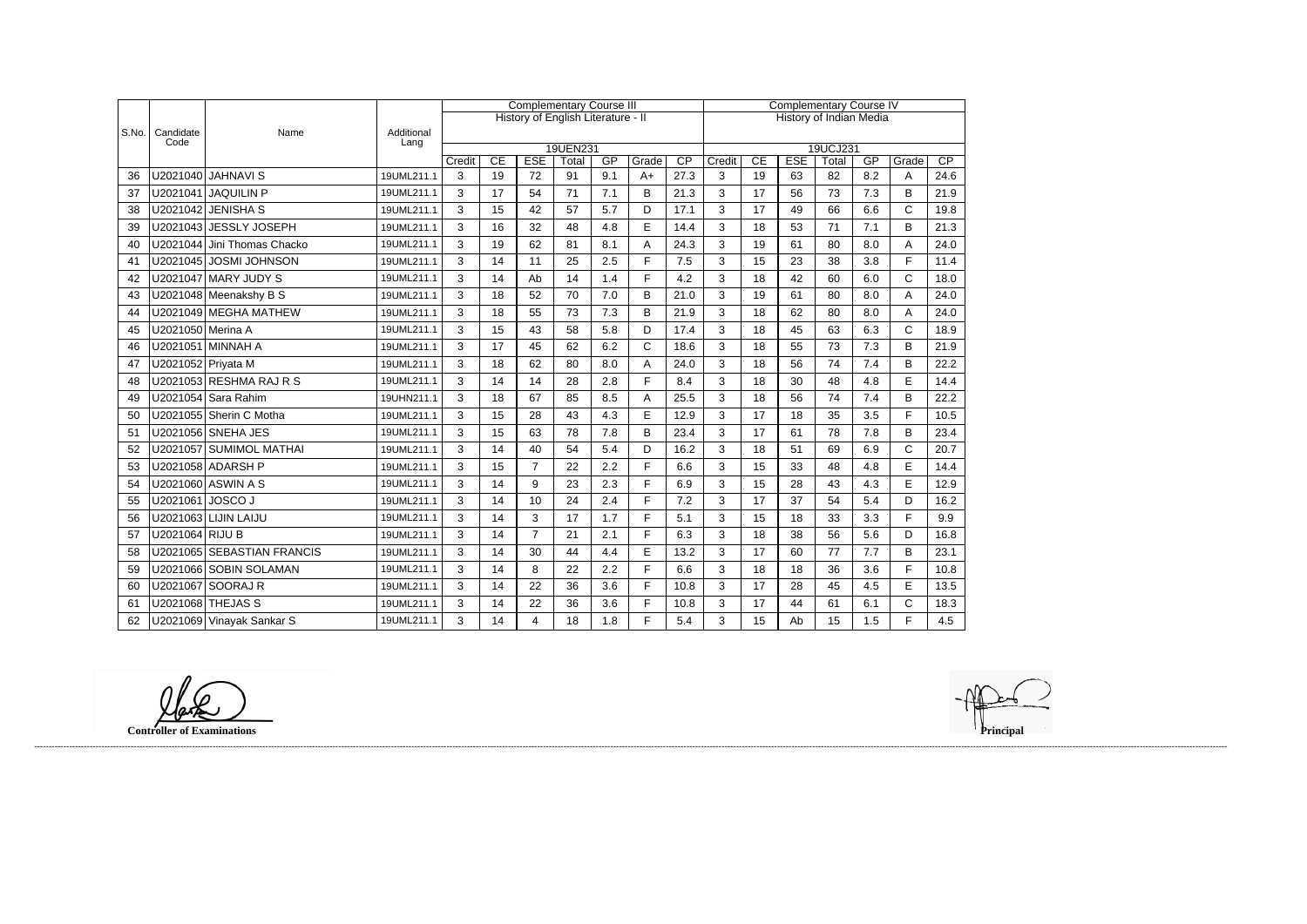| S.No. | Candidate Code | Name | Additional Lang | Complementary Course III | | | | | | | Complementary Course IV | | | | | | |
|---|---|---|---|---|---|---|---|---|---|---|---|---|---|---|---|---|---|
| | | | | History of English Literature - II | | | | | | | History of Indian Media | | | | | | |
| | | | | 19UEN231 | | | | | | | 19UCJ231 | | | | | | |
| | | | | Credit | CE | ESE | Total | GP | Grade | CP | Credit | CE | ESE | Total | GP | Grade | CP |
| 36 | U2021040 | JAHNAVI S | 19UML211.1 | 3 | 19 | 72 | 91 | 9.1 | A+ | 27.3 | 3 | 19 | 63 | 82 | 8.2 | A | 24.6 |
| 37 | U2021041 | JAQUILIN P | 19UML211.1 | 3 | 17 | 54 | 71 | 7.1 | B | 21.3 | 3 | 17 | 56 | 73 | 7.3 | B | 21.9 |
| 38 | U2021042 | JENISHA S | 19UML211.1 | 3 | 15 | 42 | 57 | 5.7 | D | 17.1 | 3 | 17 | 49 | 66 | 6.6 | C | 19.8 |
| 39 | U2021043 | JESSLY JOSEPH | 19UML211.1 | 3 | 16 | 32 | 48 | 4.8 | E | 14.4 | 3 | 18 | 53 | 71 | 7.1 | B | 21.3 |
| 40 | U2021044 | Jini Thomas Chacko | 19UML211.1 | 3 | 19 | 62 | 81 | 8.1 | A | 24.3 | 3 | 19 | 61 | 80 | 8.0 | A | 24.0 |
| 41 | U2021045 | JOSMI JOHNSON | 19UML211.1 | 3 | 14 | 11 | 25 | 2.5 | F | 7.5 | 3 | 15 | 23 | 38 | 3.8 | F | 11.4 |
| 42 | U2021047 | MARY JUDY S | 19UML211.1 | 3 | 14 | Ab | 14 | 1.4 | F | 4.2 | 3 | 18 | 42 | 60 | 6.0 | C | 18.0 |
| 43 | U2021048 | Meenakshy B S | 19UML211.1 | 3 | 18 | 52 | 70 | 7.0 | B | 21.0 | 3 | 19 | 61 | 80 | 8.0 | A | 24.0 |
| 44 | U2021049 | MEGHA MATHEW | 19UML211.1 | 3 | 18 | 55 | 73 | 7.3 | B | 21.9 | 3 | 18 | 62 | 80 | 8.0 | A | 24.0 |
| 45 | U2021050 | Merina A | 19UML211.1 | 3 | 15 | 43 | 58 | 5.8 | D | 17.4 | 3 | 18 | 45 | 63 | 6.3 | C | 18.9 |
| 46 | U2021051 | MINNAH A | 19UML211.1 | 3 | 17 | 45 | 62 | 6.2 | C | 18.6 | 3 | 18 | 55 | 73 | 7.3 | B | 21.9 |
| 47 | U2021052 | Priyata M | 19UML211.1 | 3 | 18 | 62 | 80 | 8.0 | A | 24.0 | 3 | 18 | 56 | 74 | 7.4 | B | 22.2 |
| 48 | U2021053 | RESHMA RAJ R S | 19UML211.1 | 3 | 14 | 14 | 28 | 2.8 | F | 8.4 | 3 | 18 | 30 | 48 | 4.8 | E | 14.4 |
| 49 | U2021054 | Sara Rahim | 19UHN211.1 | 3 | 18 | 67 | 85 | 8.5 | A | 25.5 | 3 | 18 | 56 | 74 | 7.4 | B | 22.2 |
| 50 | U2021055 | Sherin C Motha | 19UML211.1 | 3 | 15 | 28 | 43 | 4.3 | E | 12.9 | 3 | 17 | 18 | 35 | 3.5 | F | 10.5 |
| 51 | U2021056 | SNEHA JES | 19UML211.1 | 3 | 15 | 63 | 78 | 7.8 | B | 23.4 | 3 | 17 | 61 | 78 | 7.8 | B | 23.4 |
| 52 | U2021057 | SUMIMOL MATHAI | 19UML211.1 | 3 | 14 | 40 | 54 | 5.4 | D | 16.2 | 3 | 18 | 51 | 69 | 6.9 | C | 20.7 |
| 53 | U2021058 | ADARSH P | 19UML211.1 | 3 | 15 | 7 | 22 | 2.2 | F | 6.6 | 3 | 15 | 33 | 48 | 4.8 | E | 14.4 |
| 54 | U2021060 | ASWIN A S | 19UML211.1 | 3 | 14 | 9 | 23 | 2.3 | F | 6.9 | 3 | 15 | 28 | 43 | 4.3 | E | 12.9 |
| 55 | U2021061 | JOSCO J | 19UML211.1 | 3 | 14 | 10 | 24 | 2.4 | F | 7.2 | 3 | 17 | 37 | 54 | 5.4 | D | 16.2 |
| 56 | U2021063 | LIJIN LAIJU | 19UML211.1 | 3 | 14 | 3 | 17 | 1.7 | F | 5.1 | 3 | 15 | 18 | 33 | 3.3 | F | 9.9 |
| 57 | U2021064 | RIJU B | 19UML211.1 | 3 | 14 | 7 | 21 | 2.1 | F | 6.3 | 3 | 18 | 38 | 56 | 5.6 | D | 16.8 |
| 58 | U2021065 | SEBASTIAN FRANCIS | 19UML211.1 | 3 | 14 | 30 | 44 | 4.4 | E | 13.2 | 3 | 17 | 60 | 77 | 7.7 | B | 23.1 |
| 59 | U2021066 | SOBIN SOLAMAN | 19UML211.1 | 3 | 14 | 8 | 22 | 2.2 | F | 6.6 | 3 | 18 | 18 | 36 | 3.6 | F | 10.8 |
| 60 | U2021067 | SOORAJ R | 19UML211.1 | 3 | 14 | 22 | 36 | 3.6 | F | 10.8 | 3 | 17 | 28 | 45 | 4.5 | E | 13.5 |
| 61 | U2021068 | THEJAS S | 19UML211.1 | 3 | 14 | 22 | 36 | 3.6 | F | 10.8 | 3 | 17 | 44 | 61 | 6.1 | C | 18.3 |
| 62 | U2021069 | Vinayak Sankar S | 19UML211.1 | 3 | 14 | 4 | 18 | 1.8 | F | 5.4 | 3 | 15 | Ab | 15 | 1.5 | F | 4.5 |

**Controller of Examinations**

**Principal**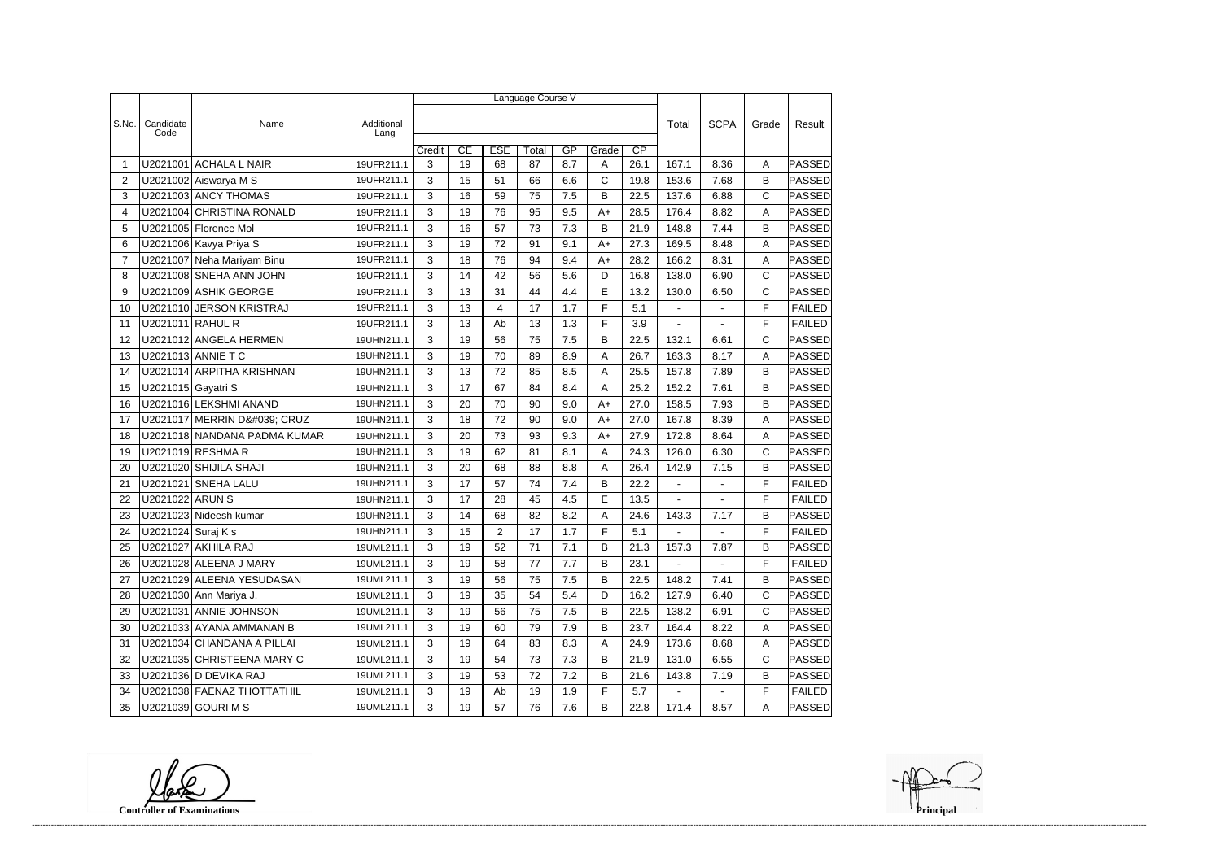| S.No. | Candidate Code | Name | Additional Lang | Language Course V | | | | | | | Total | SCPA | Grade | Result |
|---|---|---|---|---|---|---|---|---|---|---|---|---|---|---|
| | | | | Credit | CE | ESE | Total | GP | Grade | CP | | | | |
| 1 | U2021001 | ACHALA L NAIR | 19UFR211.1 | 3 | 19 | 68 | 87 | 8.7 | A | 26.1 | 167.1 | 8.36 | A | PASSED |
| 2 | U2021002 | Aiswarya M S | 19UFR211.1 | 3 | 15 | 51 | 66 | 6.6 | C | 19.8 | 153.6 | 7.68 | B | PASSED |
| 3 | U2021003 | ANCY THOMAS | 19UFR211.1 | 3 | 16 | 59 | 75 | 7.5 | B | 22.5 | 137.6 | 6.88 | C | PASSED |
| 4 | U2021004 | CHRISTINA RONALD | 19UFR211.1 | 3 | 19 | 76 | 95 | 9.5 | A+ | 28.5 | 176.4 | 8.82 | A | PASSED |
| 5 | U2021005 | Florence Mol | 19UFR211.1 | 3 | 16 | 57 | 73 | 7.3 | B | 21.9 | 148.8 | 7.44 | B | PASSED |
| 6 | U2021006 | Kavya Priya S | 19UFR211.1 | 3 | 19 | 72 | 91 | 9.1 | A+ | 27.3 | 169.5 | 8.48 | A | PASSED |
| 7 | U2021007 | Neha Mariyam Binu | 19UFR211.1 | 3 | 18 | 76 | 94 | 9.4 | A+ | 28.2 | 166.2 | 8.31 | A | PASSED |
| 8 | U2021008 | SNEHA ANN JOHN | 19UFR211.1 | 3 | 14 | 42 | 56 | 5.6 | D | 16.8 | 138.0 | 6.90 | C | PASSED |
| 9 | U2021009 | ASHIK GEORGE | 19UFR211.1 | 3 | 13 | 31 | 44 | 4.4 | E | 13.2 | 130.0 | 6.50 | C | PASSED |
| 10 | U2021010 | JERSON KRISTRAJ | 19UFR211.1 | 3 | 13 | 4 | 17 | 1.7 | F | 5.1 | - | - | F | FAILED |
| 11 | U2021011 | RAHUL R | 19UFR211.1 | 3 | 13 | Ab | 13 | 1.3 | F | 3.9 | - | - | F | FAILED |
| 12 | U2021012 | ANGELA HERMEN | 19UHN211.1 | 3 | 19 | 56 | 75 | 7.5 | B | 22.5 | 132.1 | 6.61 | C | PASSED |
| 13 | U2021013 | ANNIE T C | 19UHN211.1 | 3 | 19 | 70 | 89 | 8.9 | A | 26.7 | 163.3 | 8.17 | A | PASSED |
| 14 | U2021014 | ARPITHA KRISHNAN | 19UHN211.1 | 3 | 13 | 72 | 85 | 8.5 | A | 25.5 | 157.8 | 7.89 | B | PASSED |
| 15 | U2021015 | Gayatri S | 19UHN211.1 | 3 | 17 | 67 | 84 | 8.4 | A | 25.2 | 152.2 | 7.61 | B | PASSED |
| 16 | U2021016 | LEKSHMI ANAND | 19UHN211.1 | 3 | 20 | 70 | 90 | 9.0 | A+ | 27.0 | 158.5 | 7.93 | B | PASSED |
| 17 | U2021017 | MERRIN D&#039; CRUZ | 19UHN211.1 | 3 | 18 | 72 | 90 | 9.0 | A+ | 27.0 | 167.8 | 8.39 | A | PASSED |
| 18 | U2021018 | NANDANA PADMA KUMAR | 19UHN211.1 | 3 | 20 | 73 | 93 | 9.3 | A+ | 27.9 | 172.8 | 8.64 | A | PASSED |
| 19 | U2021019 | RESHMA R | 19UHN211.1 | 3 | 19 | 62 | 81 | 8.1 | A | 24.3 | 126.0 | 6.30 | C | PASSED |
| 20 | U2021020 | SHIJILA SHAJI | 19UHN211.1 | 3 | 20 | 68 | 88 | 8.8 | A | 26.4 | 142.9 | 7.15 | B | PASSED |
| 21 | U2021021 | SNEHA LALU | 19UHN211.1 | 3 | 17 | 57 | 74 | 7.4 | B | 22.2 | - | - | F | FAILED |
| 22 | U2021022 | ARUN S | 19UHN211.1 | 3 | 17 | 28 | 45 | 4.5 | E | 13.5 | - | - | F | FAILED |
| 23 | U2021023 | Nideesh kumar | 19UHN211.1 | 3 | 14 | 68 | 82 | 8.2 | A | 24.6 | 143.3 | 7.17 | B | PASSED |
| 24 | U2021024 | Suraj K s | 19UHN211.1 | 3 | 15 | 2 | 17 | 1.7 | F | 5.1 | - | - | F | FAILED |
| 25 | U2021027 | AKHILA RAJ | 19UML211.1 | 3 | 19 | 52 | 71 | 7.1 | B | 21.3 | 157.3 | 7.87 | B | PASSED |
| 26 | U2021028 | ALEENA J MARY | 19UML211.1 | 3 | 19 | 58 | 77 | 7.7 | B | 23.1 | - | - | F | FAILED |
| 27 | U2021029 | ALEENA YESUDASAN | 19UML211.1 | 3 | 19 | 56 | 75 | 7.5 | B | 22.5 | 148.2 | 7.41 | B | PASSED |
| 28 | U2021030 | Ann Mariya J. | 19UML211.1 | 3 | 19 | 35 | 54 | 5.4 | D | 16.2 | 127.9 | 6.40 | C | PASSED |
| 29 | U2021031 | ANNIE JOHNSON | 19UML211.1 | 3 | 19 | 56 | 75 | 7.5 | B | 22.5 | 138.2 | 6.91 | C | PASSED |
| 30 | U2021033 | AYANA AMMANAN B | 19UML211.1 | 3 | 19 | 60 | 79 | 7.9 | B | 23.7 | 164.4 | 8.22 | A | PASSED |
| 31 | U2021034 | CHANDANA A PILLAI | 19UML211.1 | 3 | 19 | 64 | 83 | 8.3 | A | 24.9 | 173.6 | 8.68 | A | PASSED |
| 32 | U2021035 | CHRISTEENA MARY C | 19UML211.1 | 3 | 19 | 54 | 73 | 7.3 | B | 21.9 | 131.0 | 6.55 | C | PASSED |
| 33 | U2021036 | D DEVIKA RAJ | 19UML211.1 | 3 | 19 | 53 | 72 | 7.2 | B | 21.6 | 143.8 | 7.19 | B | PASSED |
| 34 | U2021038 | FAENAZ THOTTATHIL | 19UML211.1 | 3 | 19 | Ab | 19 | 1.9 | F | 5.7 | - | - | F | FAILED |
| 35 | U2021039 | GOURI M S | 19UML211.1 | 3 | 19 | 57 | 76 | 7.6 | B | 22.8 | 171.4 | 8.57 | A | PASSED |

**Controller of Examinations** **Principal**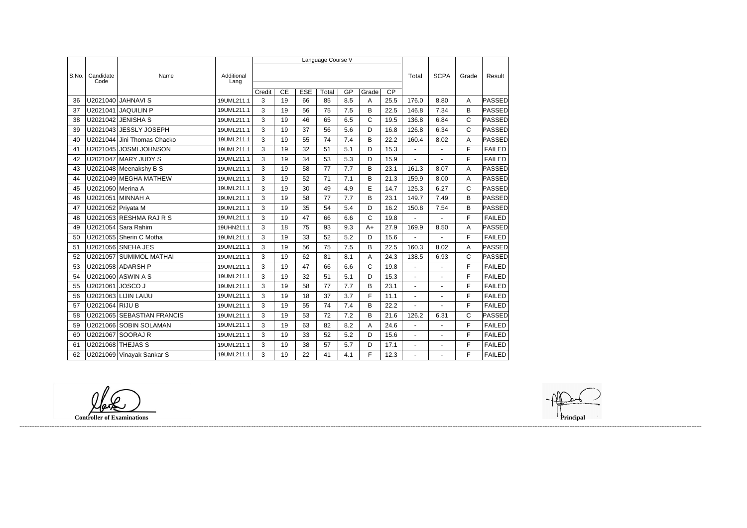| S.No. | Candidate Code | Name | Additional Lang | Language Course V | | | | | | | Total | SCPA | Grade | Result |
|---|---|---|---|---|---|---|---|---|---|---|---|---|---|---|
| | | | | Credit | CE | ESE | Total | GP | Grade | CP | | | | |
| 36 | U2021040 | JAHNAVI S | 19UML211.1 | 3 | 19 | 66 | 85 | 8.5 | A | 25.5 | 176.0 | 8.80 | A | PASSED |
| 37 | U2021041 | JAQUILIN P | 19UML211.1 | 3 | 19 | 56 | 75 | 7.5 | B | 22.5 | 146.8 | 7.34 | B | PASSED |
| 38 | U2021042 | JENISHA S | 19UML211.1 | 3 | 19 | 46 | 65 | 6.5 | C | 19.5 | 136.8 | 6.84 | C | PASSED |
| 39 | U2021043 | JESSLY JOSEPH | 19UML211.1 | 3 | 19 | 37 | 56 | 5.6 | D | 16.8 | 126.8 | 6.34 | C | PASSED |
| 40 | U2021044 | Jini Thomas Chacko | 19UML211.1 | 3 | 19 | 55 | 74 | 7.4 | B | 22.2 | 160.4 | 8.02 | A | PASSED |
| 41 | U2021045 | JOSMI JOHNSON | 19UML211.1 | 3 | 19 | 32 | 51 | 5.1 | D | 15.3 | - | - | F | FAILED |
| 42 | U2021047 | MARY JUDY S | 19UML211.1 | 3 | 19 | 34 | 53 | 5.3 | D | 15.9 | - | - | F | FAILED |
| 43 | U2021048 | Meenakshy B S | 19UML211.1 | 3 | 19 | 58 | 77 | 7.7 | B | 23.1 | 161.3 | 8.07 | A | PASSED |
| 44 | U2021049 | MEGHA MATHEW | 19UML211.1 | 3 | 19 | 52 | 71 | 7.1 | B | 21.3 | 159.9 | 8.00 | A | PASSED |
| 45 | U2021050 | Merina A | 19UML211.1 | 3 | 19 | 30 | 49 | 4.9 | E | 14.7 | 125.3 | 6.27 | C | PASSED |
| 46 | U2021051 | MINNAH A | 19UML211.1 | 3 | 19 | 58 | 77 | 7.7 | B | 23.1 | 149.7 | 7.49 | B | PASSED |
| 47 | U2021052 | Priyata M | 19UML211.1 | 3 | 19 | 35 | 54 | 5.4 | D | 16.2 | 150.8 | 7.54 | B | PASSED |
| 48 | U2021053 | RESHMA RAJ R S | 19UML211.1 | 3 | 19 | 47 | 66 | 6.6 | C | 19.8 | - | - | F | FAILED |
| 49 | U2021054 | Sara Rahim | 19UHN211.1 | 3 | 18 | 75 | 93 | 9.3 | A+ | 27.9 | 169.9 | 8.50 | A | PASSED |
| 50 | U2021055 | Sherin C Motha | 19UML211.1 | 3 | 19 | 33 | 52 | 5.2 | D | 15.6 | - | - | F | FAILED |
| 51 | U2021056 | SNEHA JES | 19UML211.1 | 3 | 19 | 56 | 75 | 7.5 | B | 22.5 | 160.3 | 8.02 | A | PASSED |
| 52 | U2021057 | SUMIMOL MATHAI | 19UML211.1 | 3 | 19 | 62 | 81 | 8.1 | A | 24.3 | 138.5 | 6.93 | C | PASSED |
| 53 | U2021058 | ADARSH P | 19UML211.1 | 3 | 19 | 47 | 66 | 6.6 | C | 19.8 | - | - | F | FAILED |
| 54 | U2021060 | ASWIN A S | 19UML211.1 | 3 | 19 | 32 | 51 | 5.1 | D | 15.3 | - | - | F | FAILED |
| 55 | U2021061 | JOSCO J | 19UML211.1 | 3 | 19 | 58 | 77 | 7.7 | B | 23.1 | - | - | F | FAILED |
| 56 | U2021063 | LIJIN LAIJU | 19UML211.1 | 3 | 19 | 18 | 37 | 3.7 | F | 11.1 | - | - | F | FAILED |
| 57 | U2021064 | RIJU B | 19UML211.1 | 3 | 19 | 55 | 74 | 7.4 | B | 22.2 | - | - | F | FAILED |
| 58 | U2021065 | SEBASTIAN FRANCIS | 19UML211.1 | 3 | 19 | 53 | 72 | 7.2 | B | 21.6 | 126.2 | 6.31 | C | PASSED |
| 59 | U2021066 | SOBIN SOLAMAN | 19UML211.1 | 3 | 19 | 63 | 82 | 8.2 | A | 24.6 | - | - | F | FAILED |
| 60 | U2021067 | SOORAJ R | 19UML211.1 | 3 | 19 | 33 | 52 | 5.2 | D | 15.6 | - | - | F | FAILED |
| 61 | U2021068 | THEJAS S | 19UML211.1 | 3 | 19 | 38 | 57 | 5.7 | D | 17.1 | - | - | F | FAILED |
| 62 | U2021069 | Vinayak Sankar S | 19UML211.1 | 3 | 19 | 22 | 41 | 4.1 | F | 12.3 | - | - | F | FAILED |

**Controller of Examinations**

**Principal**